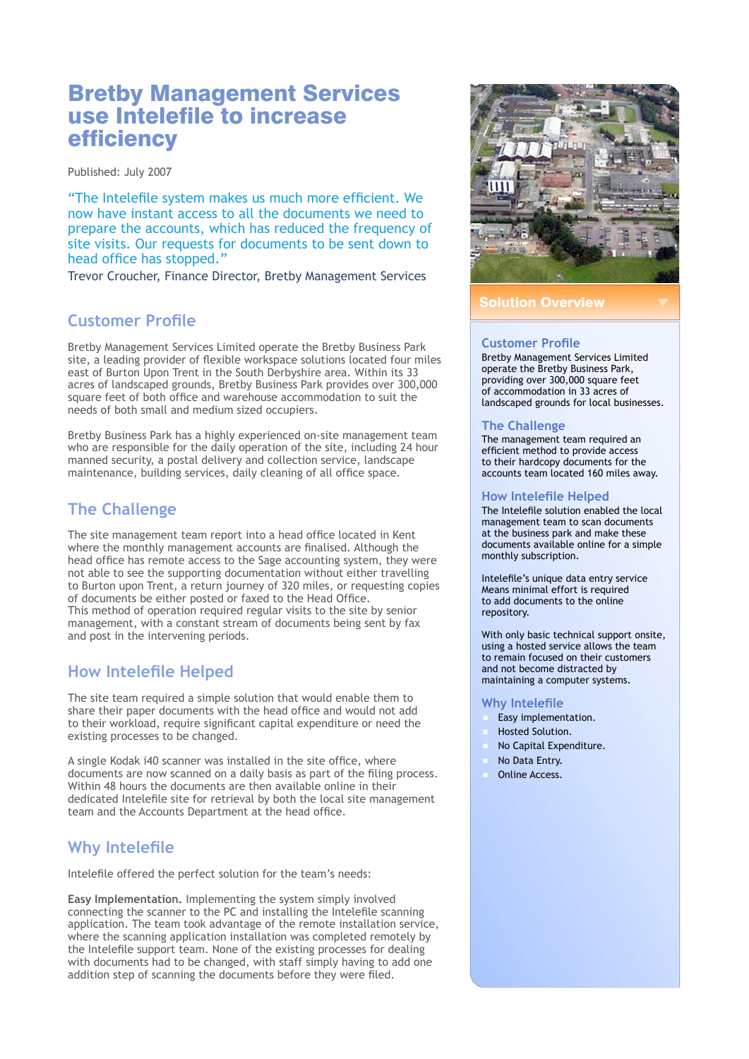# Bretby Management Services use Intelefile to increase efficiency

Published: July 2007

"The Intelefile system makes us much more efficient. We now have instant access to all the documents we need to prepare the accounts, which has reduced the frequency of site visits. Our requests for documents to be sent down to head office has stopped."

Trevor Croucher, Finance Director, Bretby Management Services

## Customer Profile

Bretby Management Services Limited operate the Bretby Business Park site, a leading provider of flexible workspace solutions located four miles east of Burton Upon Trent in the South Derbyshire area. Within its 33 acres of landscaped grounds, Bretby Business Park provides over 300,000 square feet of both office and warehouse accommodation to suit the needs of both small and medium sized occupiers.

Bretby Business Park has a highly experienced on-site management team who are responsible for the daily operation of the site, including 24 hour manned security, a postal delivery and collection service, landscape maintenance, building services, daily cleaning of all office space.

## The Challenge

The site management team report into a head office located in Kent where the monthly management accounts are finalised. Although the head office has remote access to the Sage accounting system, they were not able to see the supporting documentation without either travelling to Burton upon Trent, a return journey of 320 miles, or requesting copies of documents be either posted or faxed to the Head Office.
This method of operation required regular visits to the site by senior management, with a constant stream of documents being sent by fax and post in the intervening periods.

## How Intelefile Helped

The site team required a simple solution that would enable them to share their paper documents with the head office and would not add to their workload, require significant capital expenditure or need the existing processes to be changed.

A single Kodak i40 scanner was installed in the site office, where documents are now scanned on a daily basis as part of the filing process. Within 48 hours the documents are then available online in their dedicated Intelefile site for retrieval by both the local site management team and the Accounts Department at the head office.

## Why Intelefile

Intelefile offered the perfect solution for the team's needs:

**Easy Implementation.** Implementing the system simply involved connecting the scanner to the PC and installing the Intelefile scanning application. The team took advantage of the remote installation service, where the scanning application installation was completed remotely by the Intelefile support team. None of the existing processes for dealing with documents had to be changed, with staff simply having to add one addition step of scanning the documents before they were filed.

## Solution Overview

### Customer Profile

Bretby Management Services Limited operate the Bretby Business Park, providing over 300,000 square feet of accommodation in 33 acres of landscaped grounds for local businesses.

### The Challenge

The management team required an efficient method to provide access to their hardcopy documents for the accounts team located 160 miles away.

### How Intelefile Helped

The Intelefile solution enabled the local management team to scan documents at the business park and make these documents available online for a simple monthly subscription.

Intelefile's unique data entry service Means minimal effort is required to add documents to the online repository.

With only basic technical support onsite, using a hosted service allows the team to remain focused on their customers and not become distracted by maintaining a computer systems.

### Why Intelefile

- Easy implementation.
- Hosted Solution.
- No Capital Expenditure.
- No Data Entry.
- Online Access.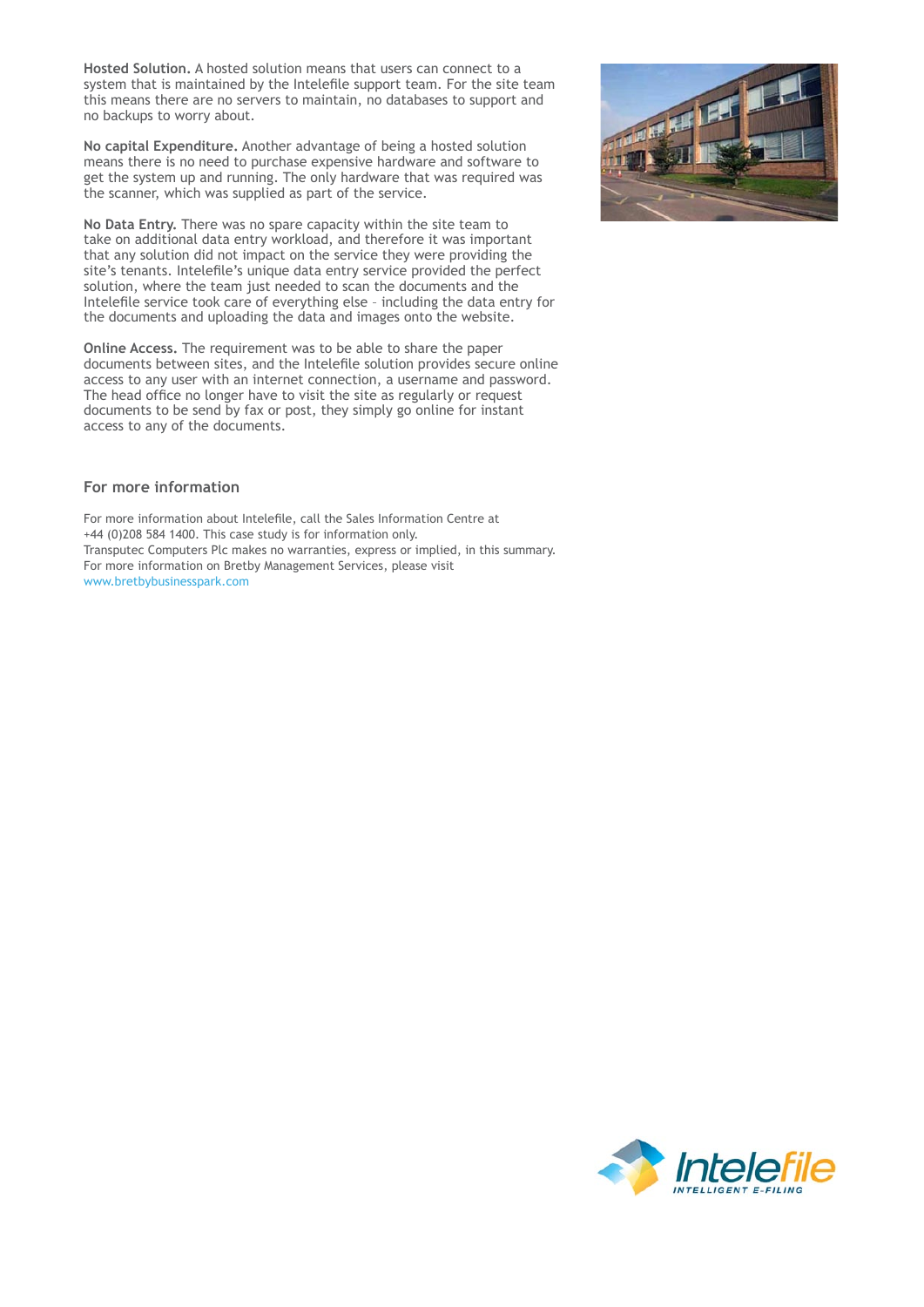**Hosted Solution.** A hosted solution means that users can connect to a system that is maintained by the Intelefile support team. For the site team this means there are no servers to maintain, no databases to support and no backups to worry about.

**No capital Expenditure.** Another advantage of being a hosted solution means there is no need to purchase expensive hardware and software to get the system up and running. The only hardware that was required was the scanner, which was supplied as part of the service.

**No Data Entry.** There was no spare capacity within the site team to take on additional data entry workload, and therefore it was important that any solution did not impact on the service they were providing the site's tenants. Intelefile's unique data entry service provided the perfect solution, where the team just needed to scan the documents and the Intelefile service took care of everything else – including the data entry for the documents and uploading the data and images onto the website.

**Online Access.** The requirement was to be able to share the paper documents between sites, and the Intelefile solution provides secure online access to any user with an internet connection, a username and password. The head office no longer have to visit the site as regularly or request documents to be send by fax or post, they simply go online for instant access to any of the documents.

## For more information

For more information about Intelefile, call the Sales Information Centre at +44 (0)208 584 1400. This case study is for information only.
Transputec Computers Plc makes no warranties, express or implied, in this summary.
For more information on Bretby Management Services, please visit www.bretbybusinesspark.com

Intelefile
INTELLIGENT E-FILING